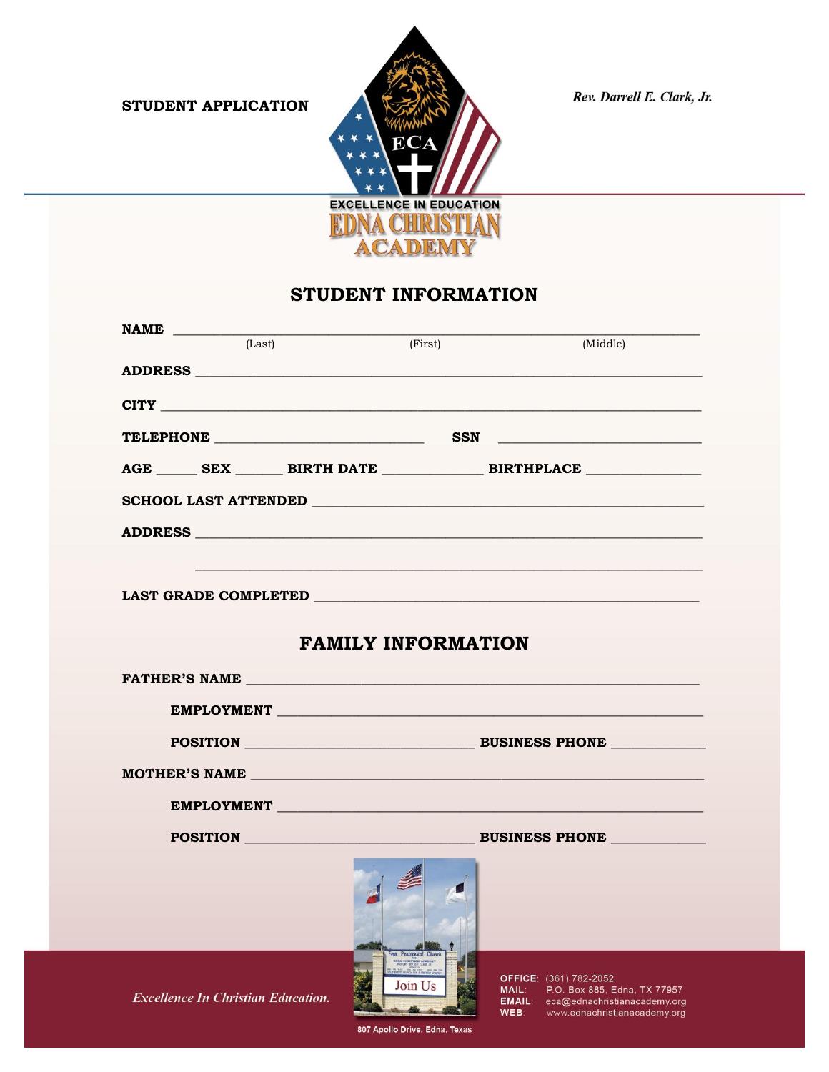**STUDENT APPLICATION**

*Rev. Darrell E. Clark, Jr.*

ECA

EXCELLENCE IN EDUCATION

EDNA CHRISTIAN ACADEMY

## STUDENT INFORMATION

**NAME** ______________________________________________
(Last) (First) (Middle)

**ADDRESS** ______________________________________________

**CITY** ______________________________________________

**TELEPHONE** ________________________ **SSN** ________________________

**AGE** _____ **SEX** ______ **BIRTH DATE** ____________ **BIRTHPLACE** ______________

**SCHOOL LAST ATTENDED** ______________________________________________

**ADDRESS** ______________________________________________

______________________________________________

**LAST GRADE COMPLETED** ______________________________________________

## FAMILY INFORMATION

**FATHER'S NAME** ______________________________________________

**EMPLOYMENT** ______________________________________________

**POSITION** ____________________________ **BUSINESS PHONE** ____________

**MOTHER'S NAME** ______________________________________________

**EMPLOYMENT** ______________________________________________

**POSITION** ____________________________ **BUSINESS PHONE** ____________

Join Us

807 Apollo Drive, Edna, Texas

*Excellence In Christian Education.*

**OFFICE:** (361) 782-2052
**MAIL:** P.O. Box 885, Edna, TX 77957
**EMAIL:** eca@ednachristianacademy.org
**WEB:** www.ednachristianacademy.org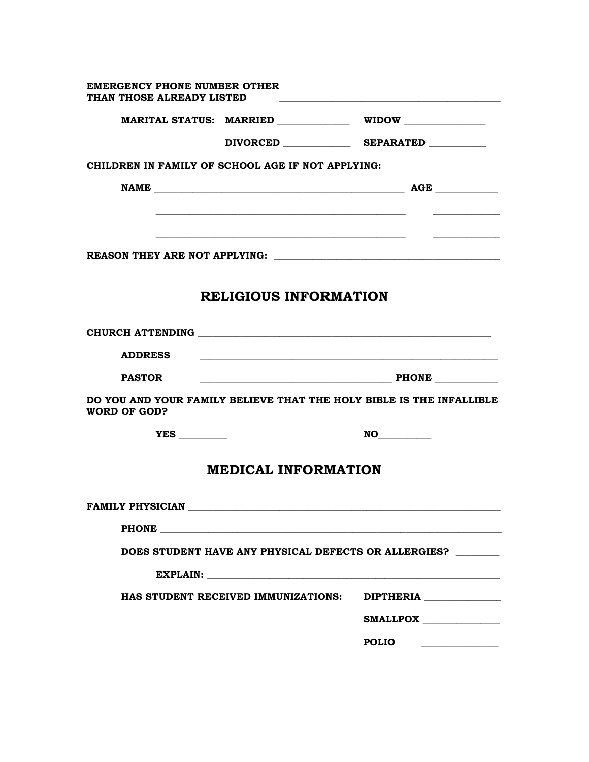**EMERGENCY PHONE NUMBER OTHER THAN THOSE ALREADY LISTED** ____________________________________________

**MARITAL STATUS:** **MARRIED** ______________ **WIDOW** ________________

**DIVORCED** ______________ **SEPARATED** ___________

**CHILDREN IN FAMILY OF SCHOOL AGE IF NOT APPLYING:**

**NAME** __________________________________________________ **AGE** ____________

__________________________________________________ ____________

__________________________________________________ ____________

**REASON THEY ARE NOT APPLYING:** ____________________________________________

## RELIGIOUS INFORMATION

**CHURCH ATTENDING** ____________________________________________________________

**ADDRESS** ____________________________________________________________

**PASTOR** _______________________________________ **PHONE** ____________

**DO YOU AND YOUR FAMILY BELIEVE THAT THE HOLY BIBLE IS THE INFALLIBLE WORD OF GOD?**

**YES** __________ **NO**__________

## MEDICAL INFORMATION

**FAMILY PHYSICIAN** ________________________________________________________________

**PHONE** ______________________________________________________________________

**DOES STUDENT HAVE ANY PHYSICAL DEFECTS OR ALLERGIES?** ________

**EXPLAIN:** ____________________________________________________________

**HAS STUDENT RECEIVED IMMUNIZATIONS:** **DIPTHERIA** _______________

**SMALLPOX** _______________

**POLIO** _______________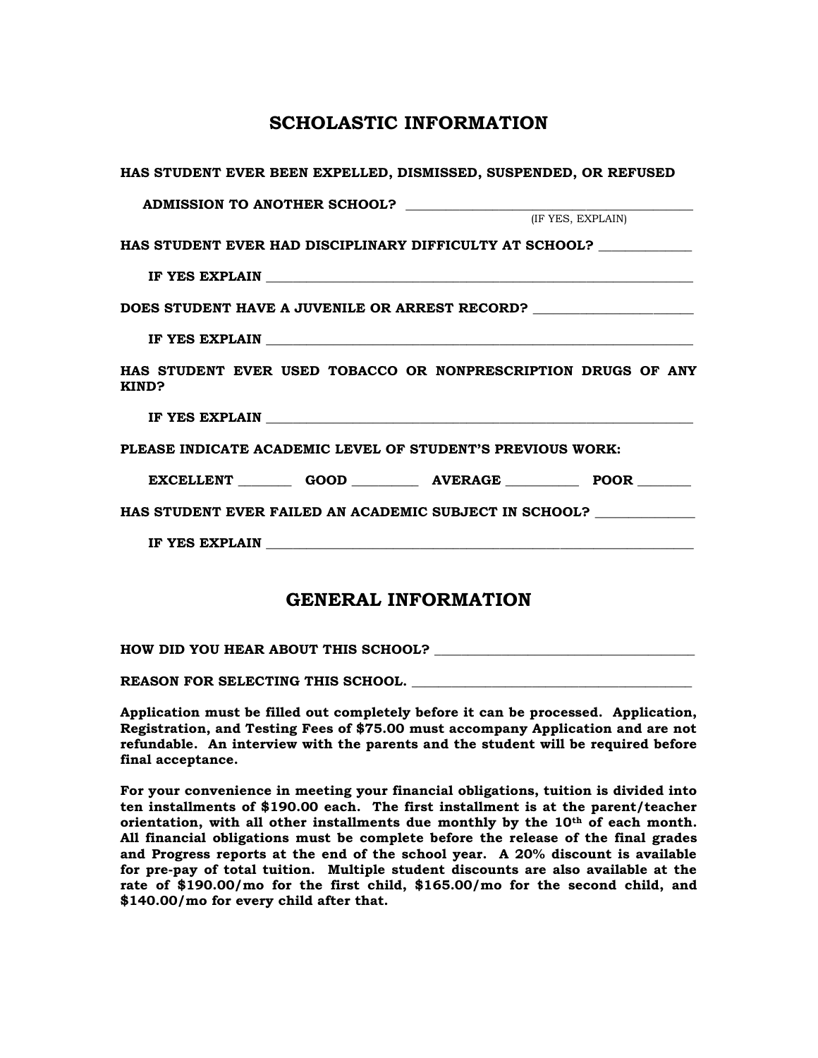## SCHOLASTIC INFORMATION

**HAS STUDENT EVER BEEN EXPELLED, DISMISSED, SUSPENDED, OR REFUSED**

**ADMISSION TO ANOTHER SCHOOL?** ____________________________________________
(IF YES, EXPLAIN)

**HAS STUDENT EVER HAD DISCIPLINARY DIFFICULTY AT SCHOOL?** ______________

**IF YES EXPLAIN** ____________________________________________________________________

**DOES STUDENT HAVE A JUVENILE OR ARREST RECORD?** ________________________

**IF YES EXPLAIN** ____________________________________________________________________

**HAS STUDENT EVER USED TOBACCO OR NONPRESCRIPTION DRUGS OF ANY KIND?**

**IF YES EXPLAIN** ____________________________________________________________________

**PLEASE INDICATE ACADEMIC LEVEL OF STUDENT'S PREVIOUS WORK:**

**EXCELLENT** ________ **GOOD** __________ **AVERAGE** ___________ **POOR** ________

**HAS STUDENT EVER FAILED AN ACADEMIC SUBJECT IN SCHOOL?** _______________

**IF YES EXPLAIN** ____________________________________________________________________

## GENERAL INFORMATION

**HOW DID YOU HEAR ABOUT THIS SCHOOL?** ________________________________________

**REASON FOR SELECTING THIS SCHOOL.** ___________________________________________

**Application must be filled out completely before it can be processed. Application, Registration, and Testing Fees of $75.00 must accompany Application and are not refundable. An interview with the parents and the student will be required before final acceptance.**

**For your convenience in meeting your financial obligations, tuition is divided into ten installments of $190.00 each. The first installment is at the parent/teacher orientation, with all other installments due monthly by the 10th of each month. All financial obligations must be complete before the release of the final grades and Progress reports at the end of the school year. A 20% discount is available for pre-pay of total tuition. Multiple student discounts are also available at the rate of $190.00/mo for the first child, $165.00/mo for the second child, and $140.00/mo for every child after that.**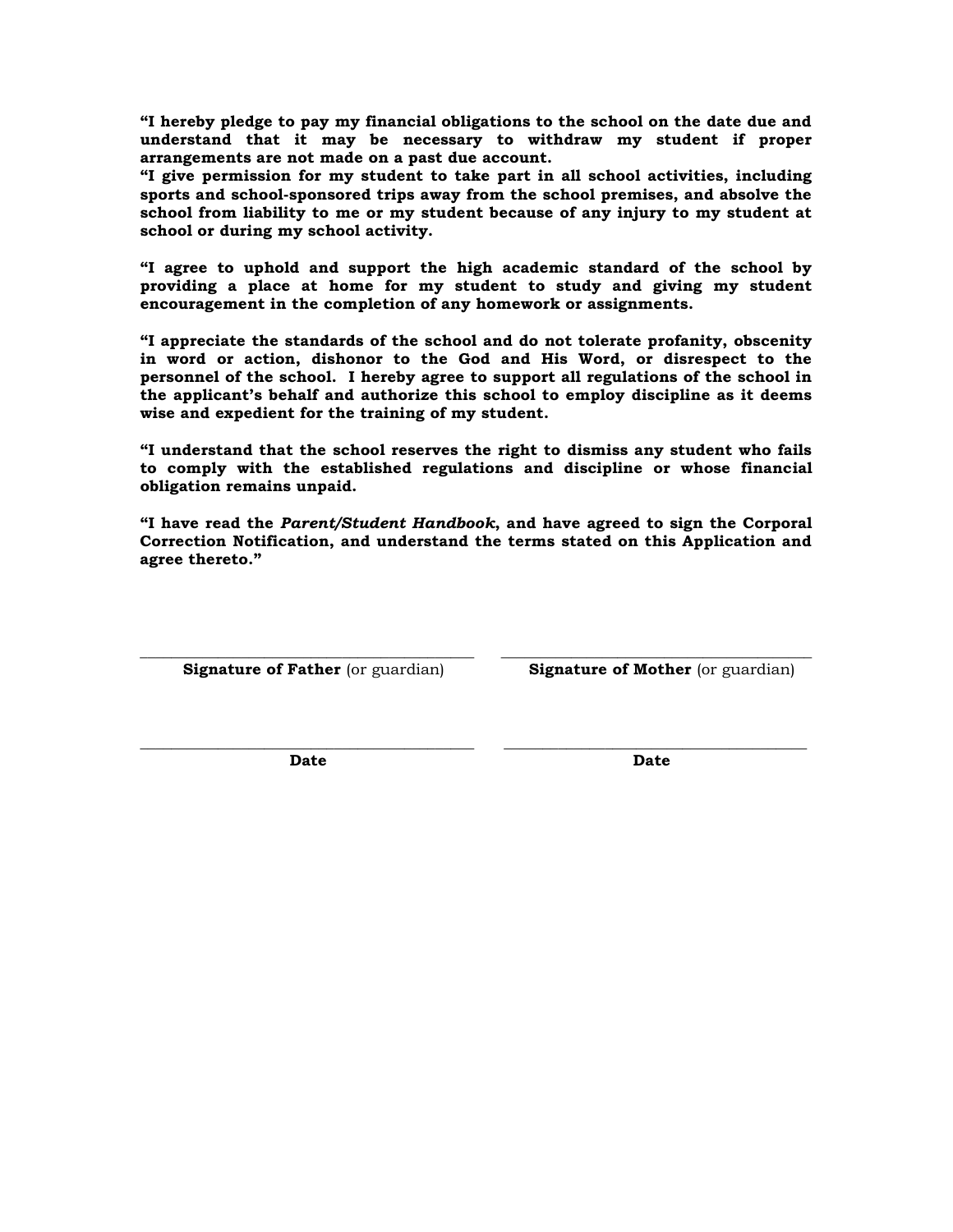**"I hereby pledge to pay my financial obligations to the school on the date due and understand that it may be necessary to withdraw my student if proper arrangements are not made on a past due account.**

**"I give permission for my student to take part in all school activities, including sports and school-sponsored trips away from the school premises, and absolve the school from liability to me or my student because of any injury to my student at school or during my school activity.**

**"I agree to uphold and support the high academic standard of the school by providing a place at home for my student to study and giving my student encouragement in the completion of any homework or assignments.**

**"I appreciate the standards of the school and do not tolerate profanity, obscenity in word or action, dishonor to the God and His Word, or disrespect to the personnel of the school. I hereby agree to support all regulations of the school in the applicant's behalf and authorize this school to employ discipline as it deems wise and expedient for the training of my student.**

**"I understand that the school reserves the right to dismiss any student who fails to comply with the established regulations and discipline or whose financial obligation remains unpaid.**

**"I have read the *Parent/Student Handbook*, and have agreed to sign the Corporal Correction Notification, and understand the terms stated on this Application and agree thereto."**

| | |
|---|---|
| ______________________________ | ______________________________ |
| **Signature of Father** (or guardian) | **Signature of Mother** (or guardian) |
| ______________________________ | ______________________________ |
| **Date** | **Date** |